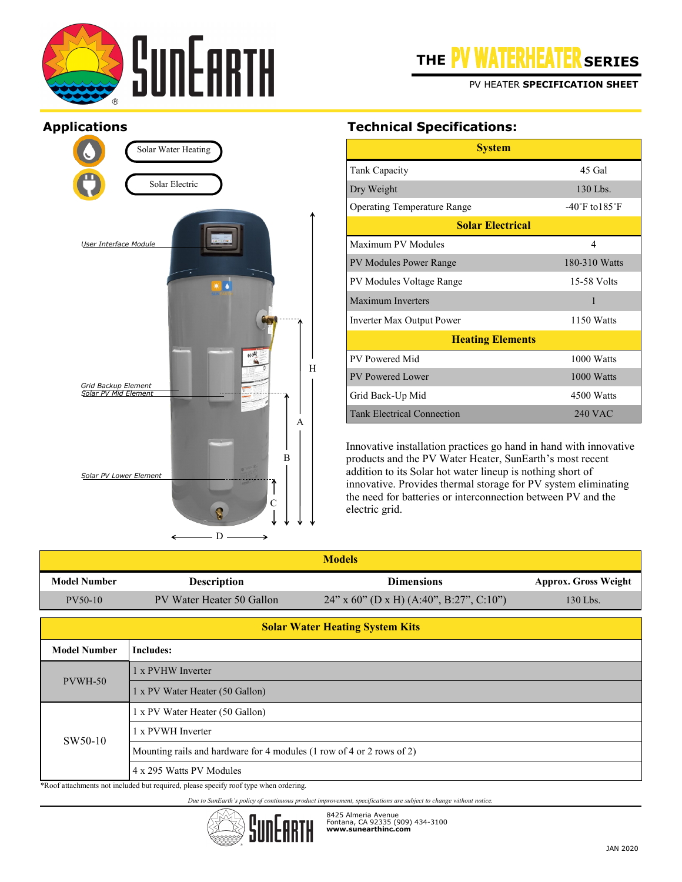# SunEarth

## THE PV WATERHEATER SERIES

PV HEATER **SPECIFICATION SHEET**

## Applications

- Solar Water Heating
- Solar Electric

User Interface Module

Grid Backup Element
Solar PV Mid Element

Solar PV Lower Element

H, A, B, C, D

## Technical Specifications:

| System | |
|---|---|
| Tank Capacity | 45 Gal |
| Dry Weight | 130 Lbs. |
| Operating Temperature Range | -40˚F to185˚F |
| **Solar Electrical** | |
| Maximum PV Modules | 4 |
| PV Modules Power Range | 180-310 Watts |
| PV Modules Voltage Range | 15-58 Volts |
| Maximum Inverters | 1 |
| Inverter Max Output Power | 1150 Watts |
| **Heating Elements** | |
| PV Powered Mid | 1000 Watts |
| PV Powered Lower | 1000 Watts |
| Grid Back-Up Mid | 4500 Watts |
| Tank Electrical Connection | 240 VAC |

Innovative installation practices go hand in hand with innovative products and the PV Water Heater, SunEarth's most recent addition to its Solar hot water lineup is nothing short of innovative. Provides thermal storage for PV system eliminating the need for batteries or interconnection between PV and the electric grid.

| Models | | | |
|---|---|---|---|
| **Model Number** | **Description** | **Dimensions** | **Approx. Gross Weight** |
| PV50-10 | PV Water Heater 50 Gallon | 24" x 60" (D x H) (A:40", B:27", C:10") | 130 Lbs. |

| Solar Water Heating System Kits | |
|---|---|
| **Model Number** | **Includes:** |
| PVWH-50 | 1 x PVHW Inverter |
| | 1 x PV Water Heater (50 Gallon) |
| SW50-10 | 1 x PV Water Heater (50 Gallon) |
| | 1 x PVWH Inverter |
| | Mounting rails and hardware for 4 modules (1 row of 4 or 2 rows of 2) |
| | 4 x 295 Watts PV Modules |

*Roof attachments not included but required, please specify roof type when ordering.

*Due to SunEarth's policy of continuous product improvement, specifications are subject to change without notice.*

SunEarth
8425 Almeria Avenue
Fontana, CA 92335 (909) 434-3100
**www.sunearthinc.com**

JAN 2020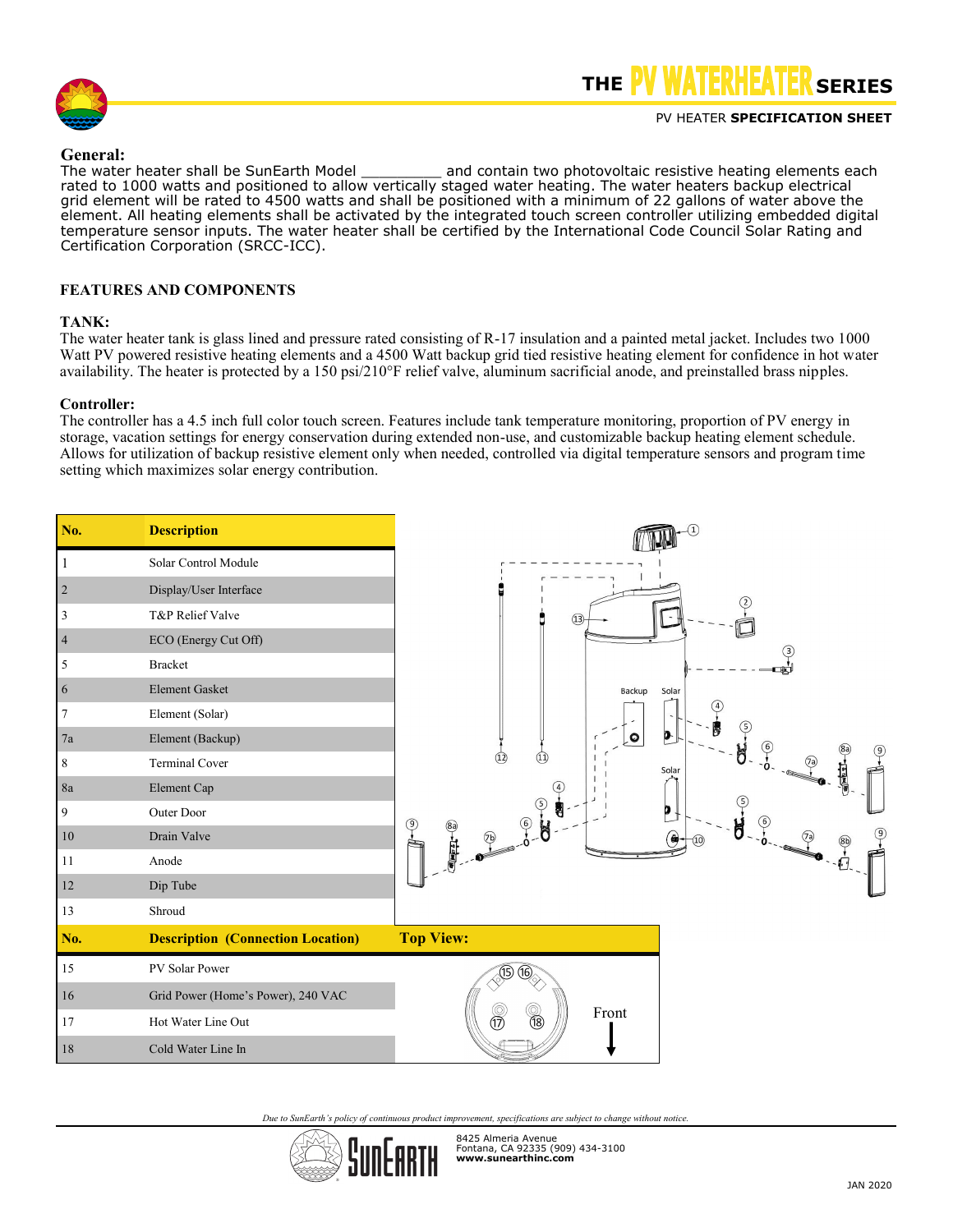# THE PV WATERHEATER SERIES

PV HEATER **SPECIFICATION SHEET**

## General:

The water heater shall be SunEarth Model __________ and contain two photovoltaic resistive heating elements each rated to 1000 watts and positioned to allow vertically staged water heating. The water heaters backup electrical grid element will be rated to 4500 watts and shall be positioned with a minimum of 22 gallons of water above the element. All heating elements shall be activated by the integrated touch screen controller utilizing embedded digital temperature sensor inputs. The water heater shall be certified by the International Code Council Solar Rating and Certification Corporation (SRCC-ICC).

## FEATURES AND COMPONENTS

### TANK:

The water heater tank is glass lined and pressure rated consisting of R-17 insulation and a painted metal jacket. Includes two 1000 Watt PV powered resistive heating elements and a 4500 Watt backup grid tied resistive heating element for confidence in hot water availability. The heater is protected by a 150 psi/210°F relief valve, aluminum sacrificial anode, and preinstalled brass nipples.

### Controller:

The controller has a 4.5 inch full color touch screen. Features include tank temperature monitoring, proportion of PV energy in storage, vacation settings for energy conservation during extended non-use, and customizable backup heating element schedule. Allows for utilization of backup resistive element only when needed, controlled via digital temperature sensors and program time setting which maximizes solar energy contribution.

| No. | Description |
|---|---|
| 1 | Solar Control Module |
| 2 | Display/User Interface |
| 3 | T&P Relief Valve |
| 4 | ECO (Energy Cut Off) |
| 5 | Bracket |
| 6 | Element Gasket |
| 7 | Element (Solar) |
| 7a | Element (Backup) |
| 8 | Terminal Cover |
| 8a | Element Cap |
| 9 | Outer Door |
| 10 | Drain Valve |
| 11 | Anode |
| 12 | Dip Tube |
| 13 | Shroud |

Backup
Solar
Solar

| No. | Description (Connection Location) |
|---|---|
| 15 | PV Solar Power |
| 16 | Grid Power (Home's Power), 240 VAC |
| 17 | Hot Water Line Out |
| 18 | Cold Water Line In |

Top View:

Front

*Due to SunEarth's policy of continuous product improvement, specifications are subject to change without notice.*

SunEarth
8425 Almeria Avenue
Fontana, CA 92335 (909) 434-3100
**www.sunearthinc.com**

JAN 2020